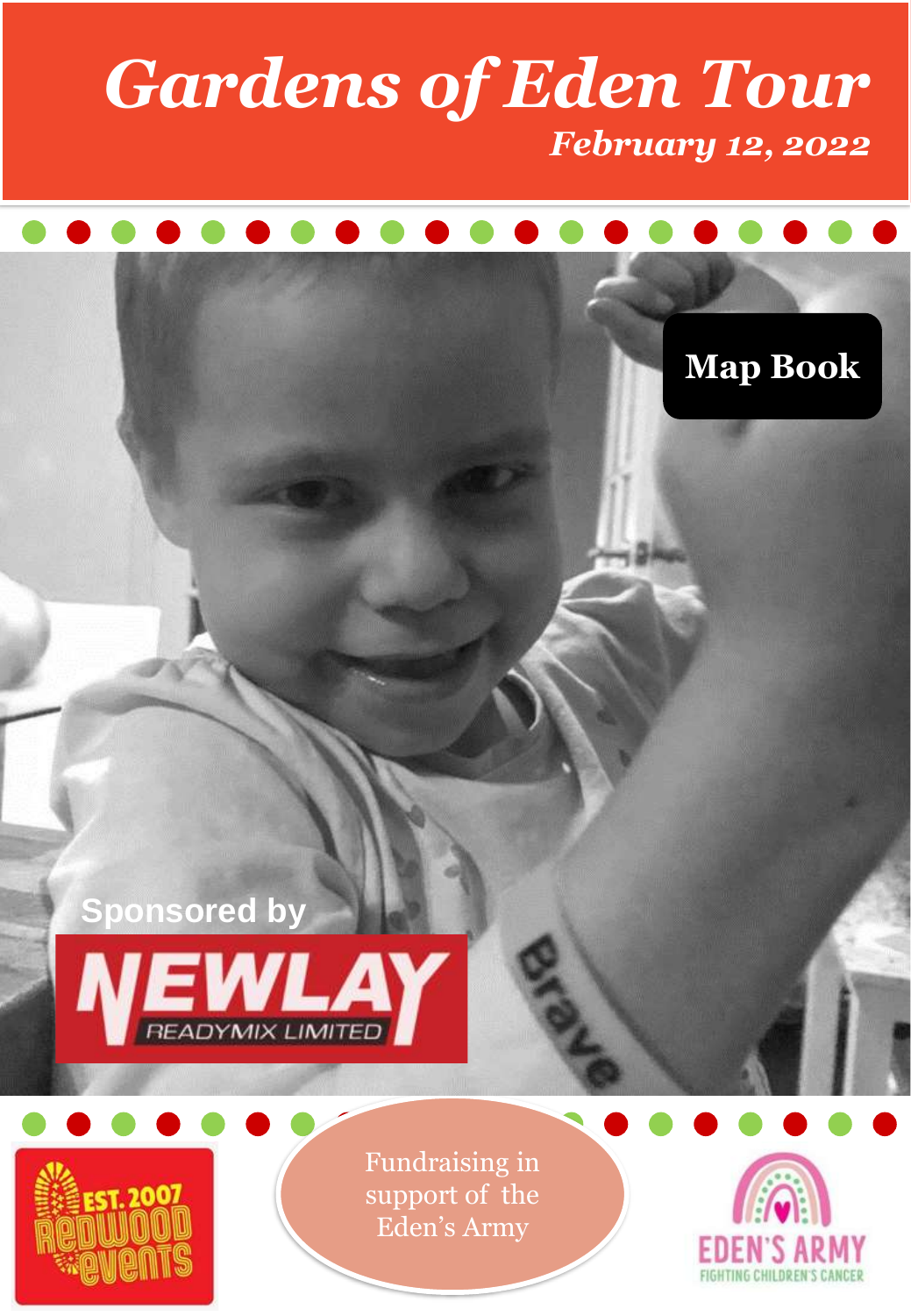# Gardens of Eden Tour

***February 12, 2022***

**Map Book**

Sponsored by

NEWLAY READYMIX LIMITED

EST. 2007 REDWOOD EVENTS

Fundraising in support of the Eden's Army

EDEN'S ARMY FIGHTING CHILDREN'S CANCER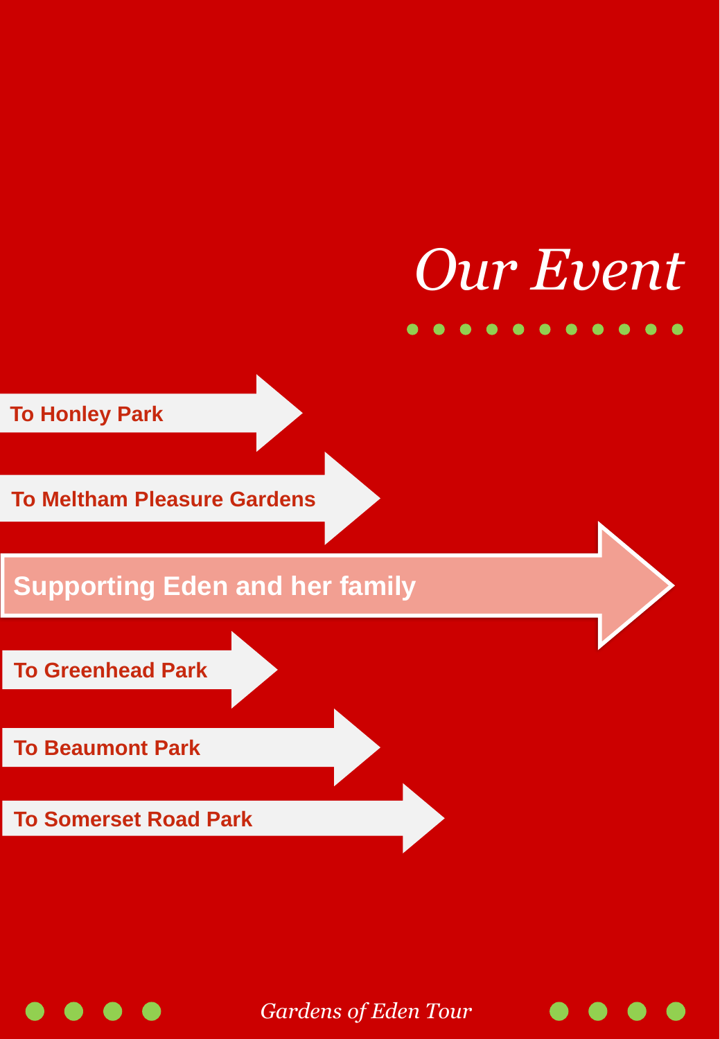# *Our Event*

- To Honley Park
- To Meltham Pleasure Gardens
- **Supporting Eden and her family**
- To Greenhead Park
- To Beaumont Park
- To Somerset Road Park

*Gardens of Eden Tour*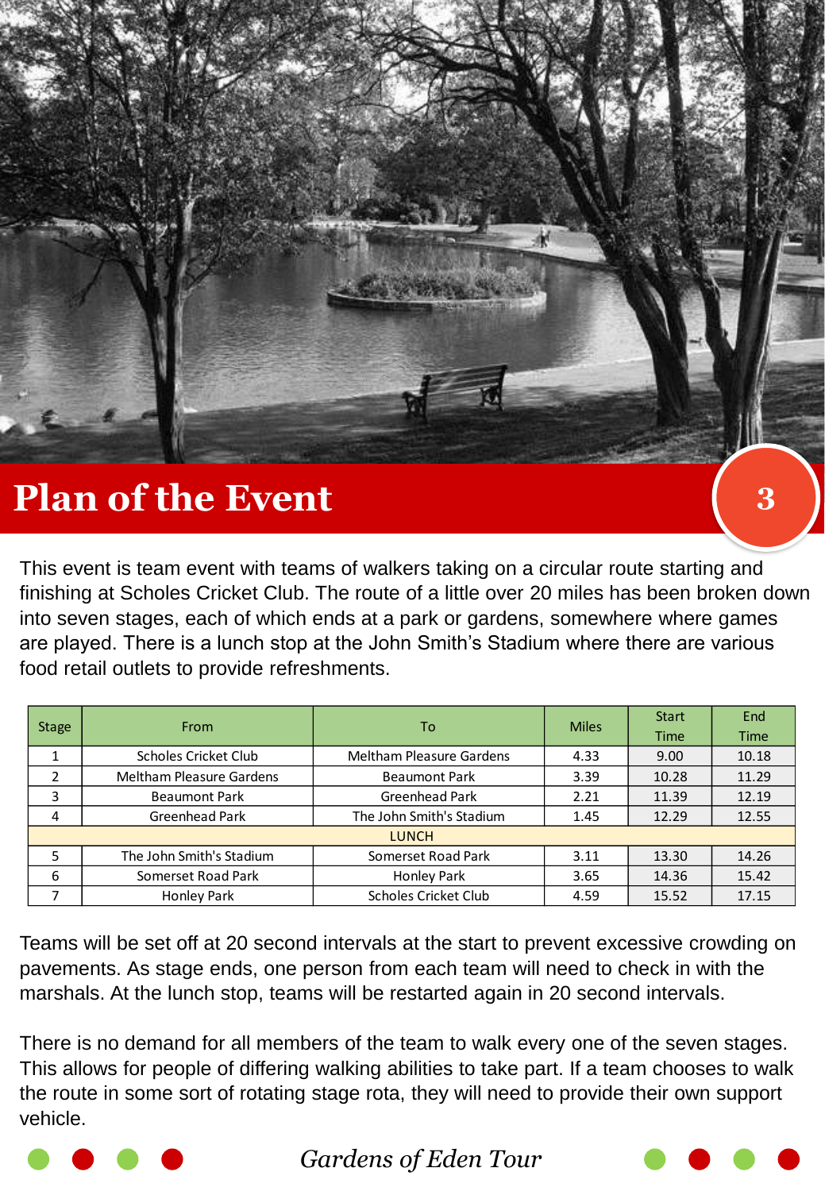# Plan of the Event

This event is team event with teams of walkers taking on a circular route starting and finishing at Scholes Cricket Club. The route of a little over 20 miles has been broken down into seven stages, each of which ends at a park or gardens, somewhere where games are played. There is a lunch stop at the John Smith's Stadium where there are various food retail outlets to provide refreshments.

| Stage | From | To | Miles | Start Time | End Time |
|---|---|---|---|---|---|
| 1 | Scholes Cricket Club | Meltham Pleasure Gardens | 4.33 | 9.00 | 10.18 |
| 2 | Meltham Pleasure Gardens | Beaumont Park | 3.39 | 10.28 | 11.29 |
| 3 | Beaumont Park | Greenhead Park | 2.21 | 11.39 | 12.19 |
| 4 | Greenhead Park | The John Smith's Stadium | 1.45 | 12.29 | 12.55 |
| LUNCH | | | | | |
| 5 | The John Smith's Stadium | Somerset Road Park | 3.11 | 13.30 | 14.26 |
| 6 | Somerset Road Park | Honley Park | 3.65 | 14.36 | 15.42 |
| 7 | Honley Park | Scholes Cricket Club | 4.59 | 15.52 | 17.15 |

Teams will be set off at 20 second intervals at the start to prevent excessive crowding on pavements. As stage ends, one person from each team will need to check in with the marshals. At the lunch stop, teams will be restarted again in 20 second intervals.

There is no demand for all members of the team to walk every one of the seven stages. This allows for people of differing walking abilities to take part. If a team chooses to walk the route in some sort of rotating stage rota, they will need to provide their own support vehicle.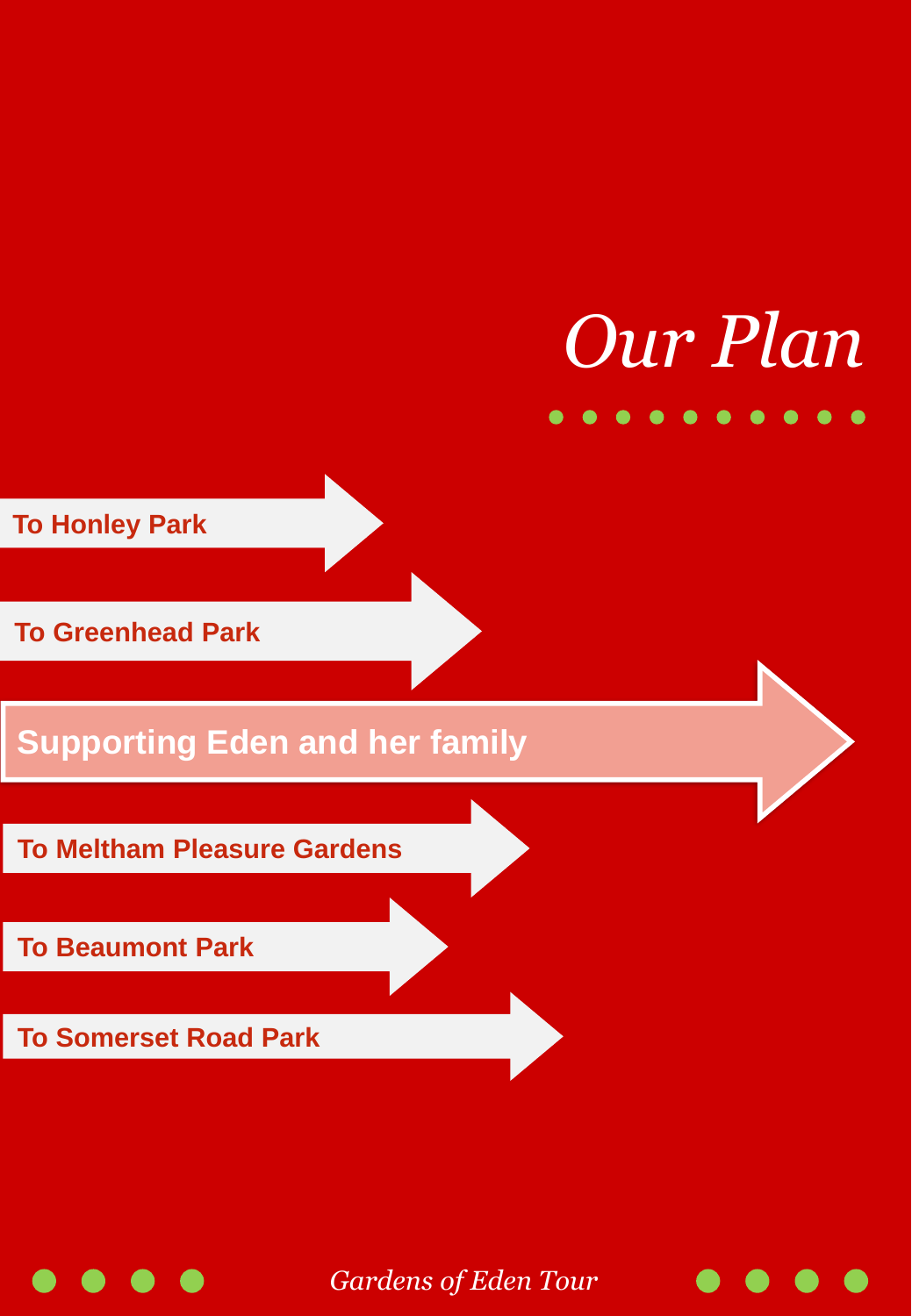# *Our Plan*

- To Honley Park
- To Greenhead Park
- **Supporting Eden and her family**
- To Meltham Pleasure Gardens
- To Beaumont Park
- To Somerset Road Park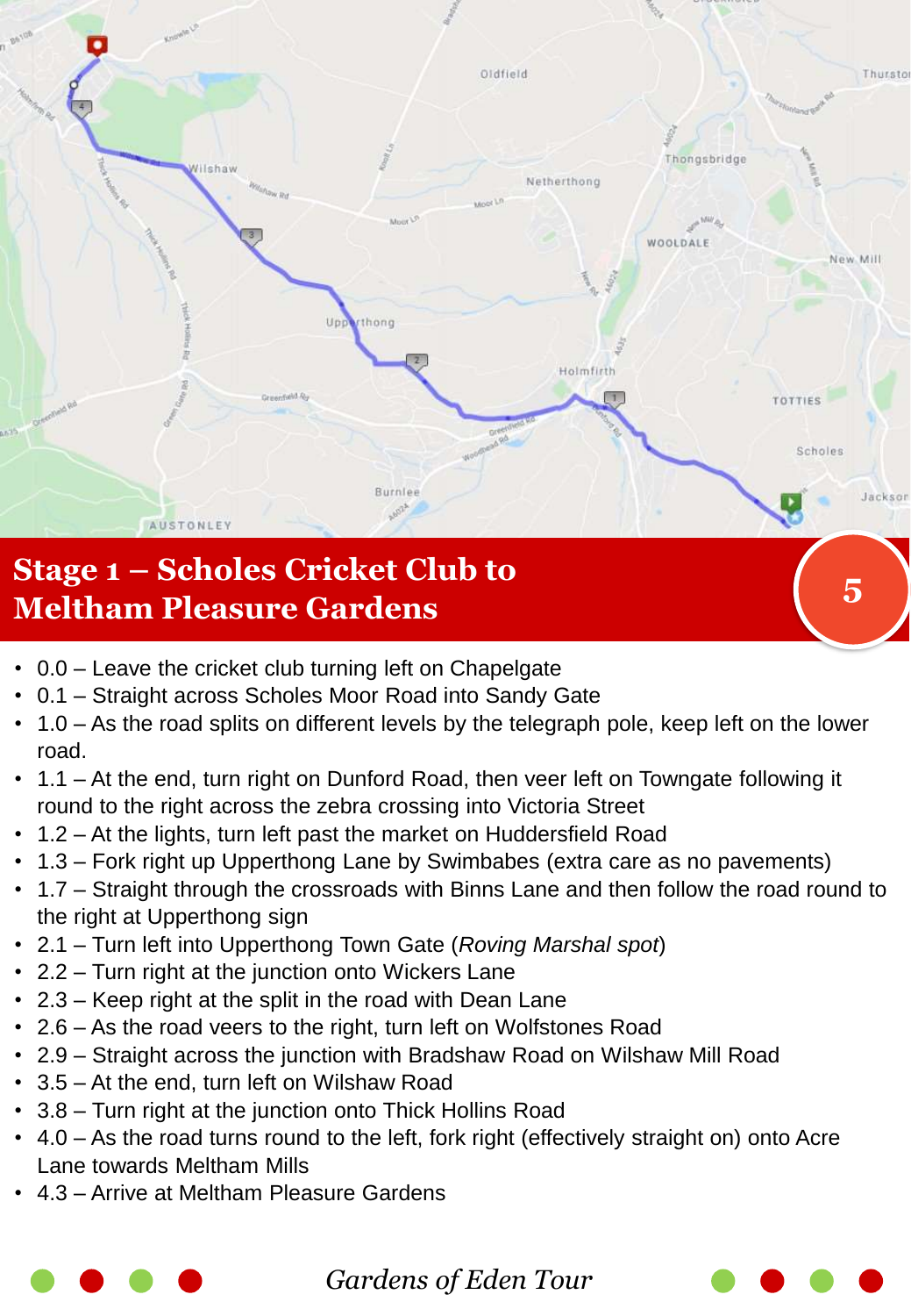## Stage 1 – Scholes Cricket Club to Meltham Pleasure Gardens

- 0.0 – Leave the cricket club turning left on Chapelgate
- 0.1 – Straight across Scholes Moor Road into Sandy Gate
- 1.0 – As the road splits on different levels by the telegraph pole, keep left on the lower road.
- 1.1 – At the end, turn right on Dunford Road, then veer left on Towngate following it round to the right across the zebra crossing into Victoria Street
- 1.2 – At the lights, turn left past the market on Huddersfield Road
- 1.3 – Fork right up Upperthong Lane by Swimbabes (extra care as no pavements)
- 1.7 – Straight through the crossroads with Binns Lane and then follow the road round to the right at Upperthong sign
- 2.1 – Turn left into Upperthong Town Gate (*Roving Marshal spot*)
- 2.2 – Turn right at the junction onto Wickers Lane
- 2.3 – Keep right at the split in the road with Dean Lane
- 2.6 – As the road veers to the right, turn left on Wolfstones Road
- 2.9 – Straight across the junction with Bradshaw Road on Wilshaw Mill Road
- 3.5 – At the end, turn left on Wilshaw Road
- 3.8 – Turn right at the junction onto Thick Hollins Road
- 4.0 – As the road turns round to the left, fork right (effectively straight on) onto Acre Lane towards Meltham Mills
- 4.3 – Arrive at Meltham Pleasure Gardens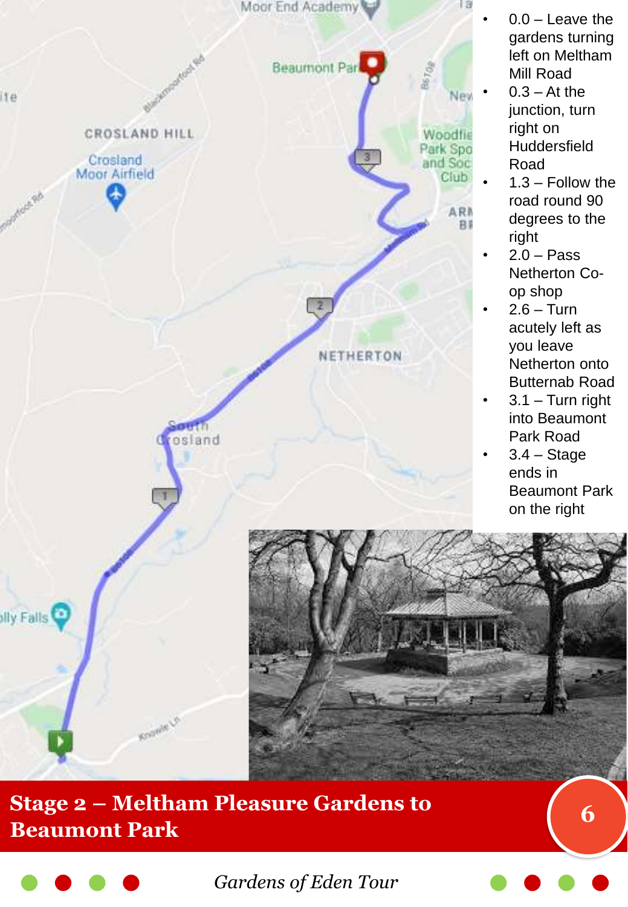# Stage 2 – Meltham Pleasure Gardens to Beaumont Park

- 0.0 – Leave the gardens turning left on Meltham Mill Road
- 0.3 – At the junction, turn right on Huddersfield Road
- 1.3 – Follow the road round 90 degrees to the right
- 2.0 – Pass Netherton Co-op shop
- 2.6 – Turn acutely left as you leave Netherton onto Butternab Road
- 3.1 – Turn right into Beaumont Park Road
- 3.4 – Stage ends in Beaumont Park on the right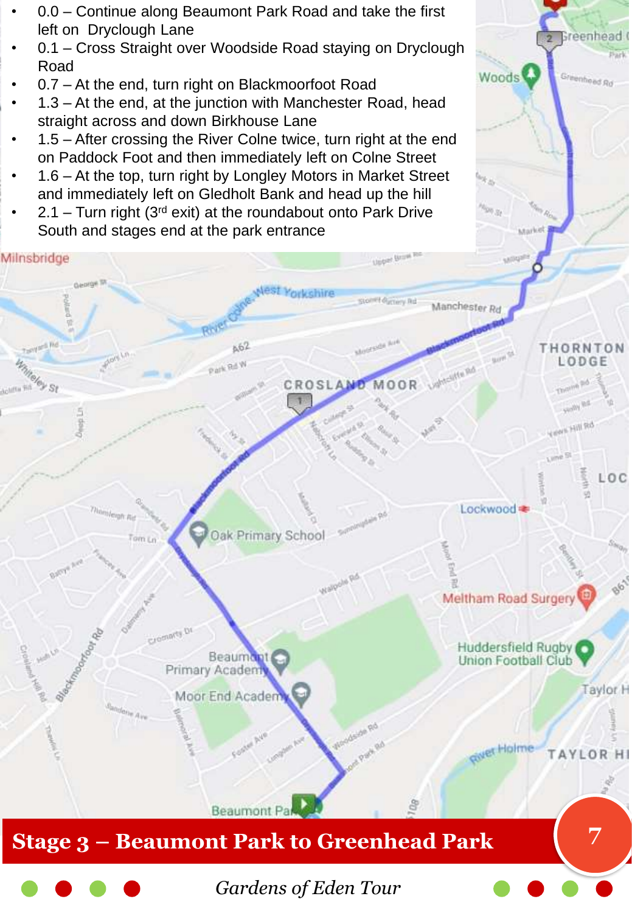- 0.0 – Continue along Beaumont Park Road and take the first left on  Dryclough Lane
- 0.1 – Cross Straight over Woodside Road staying on Dryclough Road
- 0.7 – At the end, turn right on Blackmoorfoot Road
- 1.3 – At the end, at the junction with Manchester Road, head straight across and down Birkhouse Lane
- 1.5 – After crossing the River Colne twice, turn right at the end on Paddock Foot and then immediately left on Colne Street
- 1.6 – At the top, turn right by Longley Motors in Market Street and immediately left on Gledholt Bank and head up the hill
- 2.1 – Turn right (3rd exit) at the roundabout onto Park Drive South and stages end at the park entrance

## Stage 3 – Beaumont Park to Greenhead Park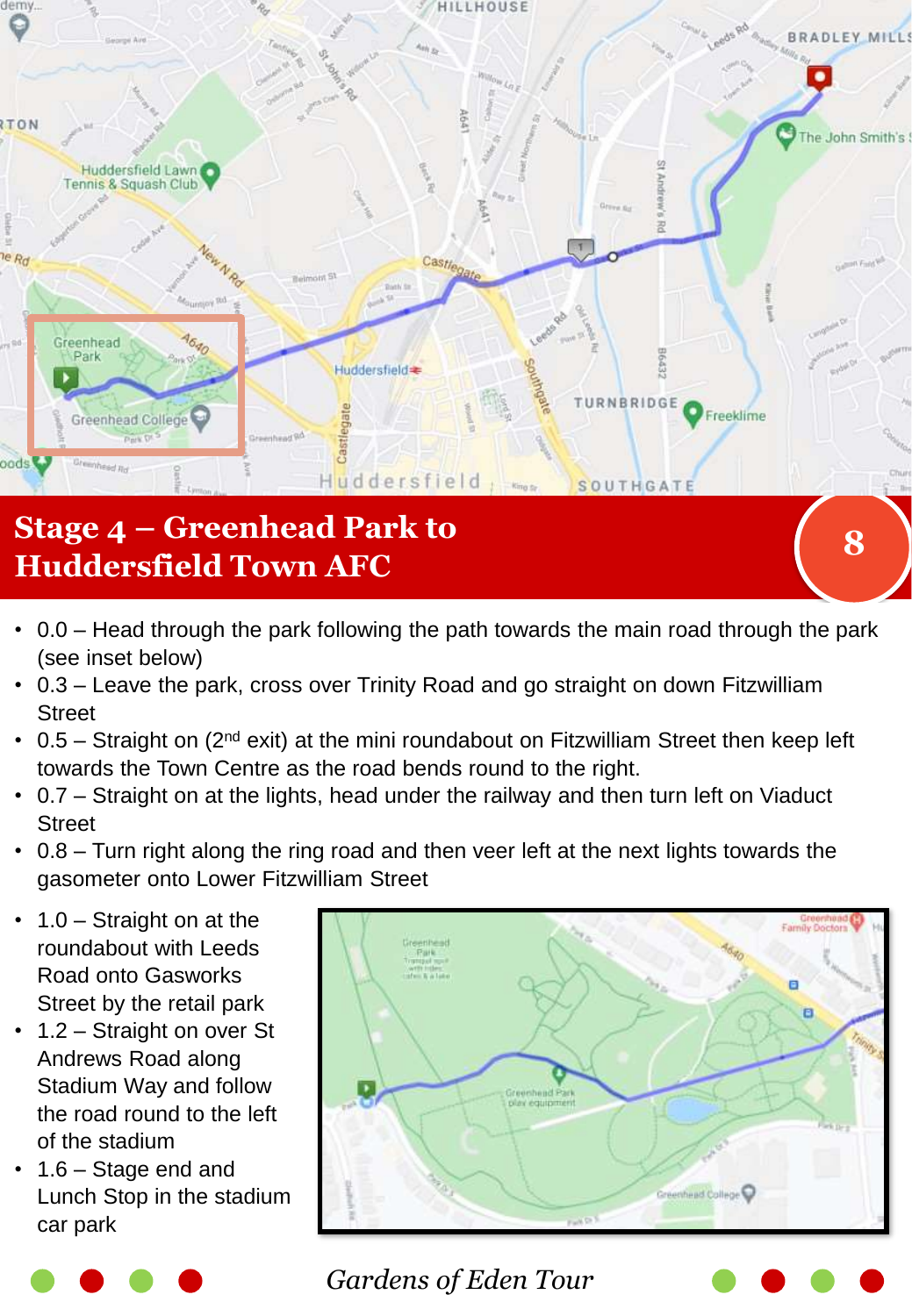# Stage 4 – Greenhead Park to Huddersfield Town AFC

- 0.0 – Head through the park following the path towards the main road through the park (see inset below)
- 0.3 – Leave the park, cross over Trinity Road and go straight on down Fitzwilliam Street
- 0.5 – Straight on (2nd exit) at the mini roundabout on Fitzwilliam Street then keep left towards the Town Centre as the road bends round to the right.
- 0.7 – Straight on at the lights, head under the railway and then turn left on Viaduct Street
- 0.8 – Turn right along the ring road and then veer left at the next lights towards the gasometer onto Lower Fitzwilliam Street
- 1.0 – Straight on at the roundabout with Leeds Road onto Gasworks Street by the retail park
- 1.2 – Straight on over St Andrews Road along Stadium Way and follow the road round to the left of the stadium
- 1.6 – Stage end and Lunch Stop in the stadium car park

*Gardens of Eden Tour*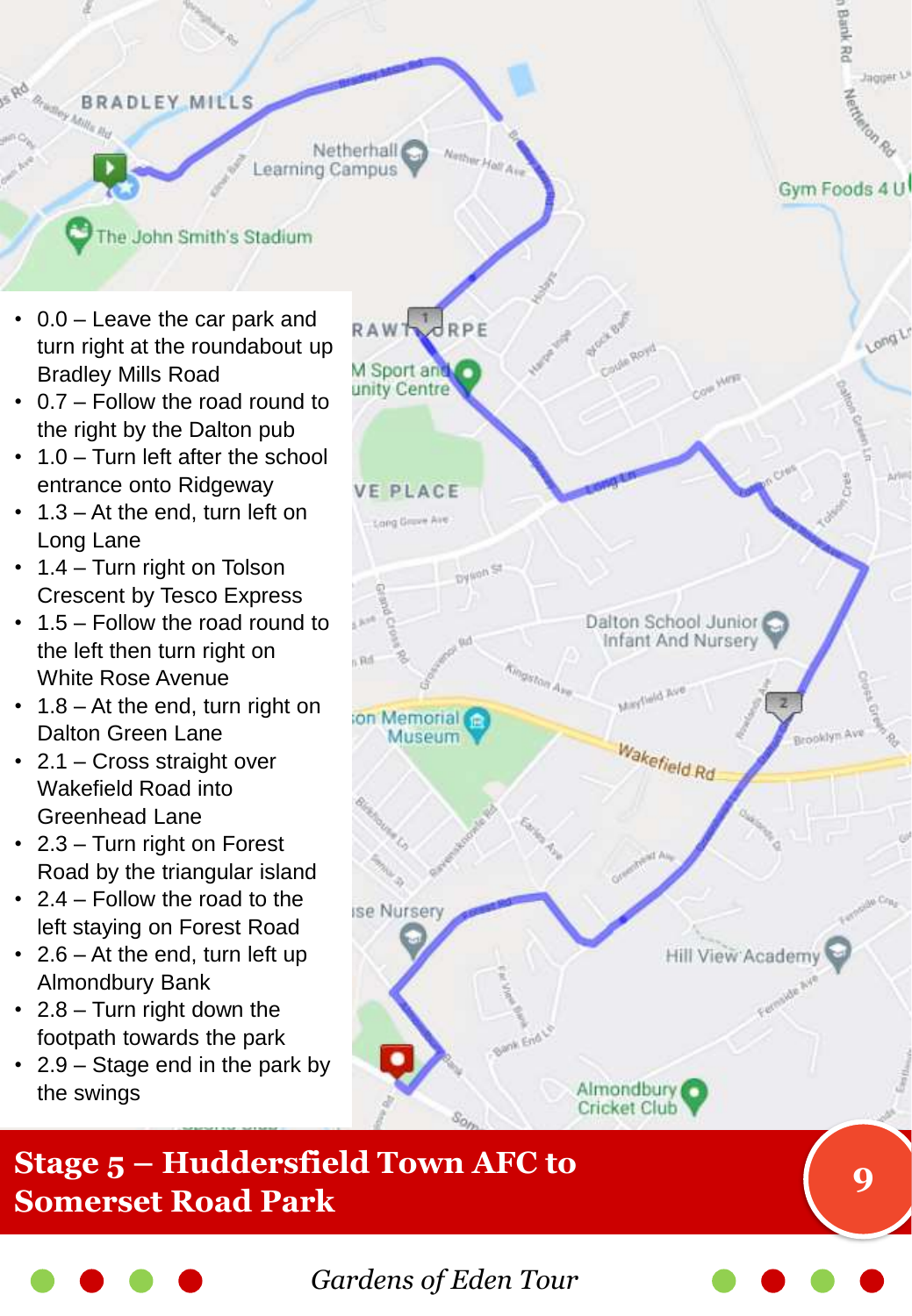- 0.0 – Leave the car park and turn right at the roundabout up Bradley Mills Road
- 0.7 – Follow the road round to the right by the Dalton pub
- 1.0 – Turn left after the school entrance onto Ridgeway
- 1.3 – At the end, turn left on Long Lane
- 1.4 – Turn right on Tolson Crescent by Tesco Express
- 1.5 – Follow the road round to the left then turn right on White Rose Avenue
- 1.8 – At the end, turn right on Dalton Green Lane
- 2.1 – Cross straight over Wakefield Road into Greenhead Lane
- 2.3 – Turn right on Forest Road by the triangular island
- 2.4 – Follow the road to the left staying on Forest Road
- 2.6 – At the end, turn left up Almondbury Bank
- 2.8 – Turn right down the footpath towards the park
- 2.9 – Stage end in the park by the swings

# Stage 5 – Huddersfield Town AFC to Somerset Road Park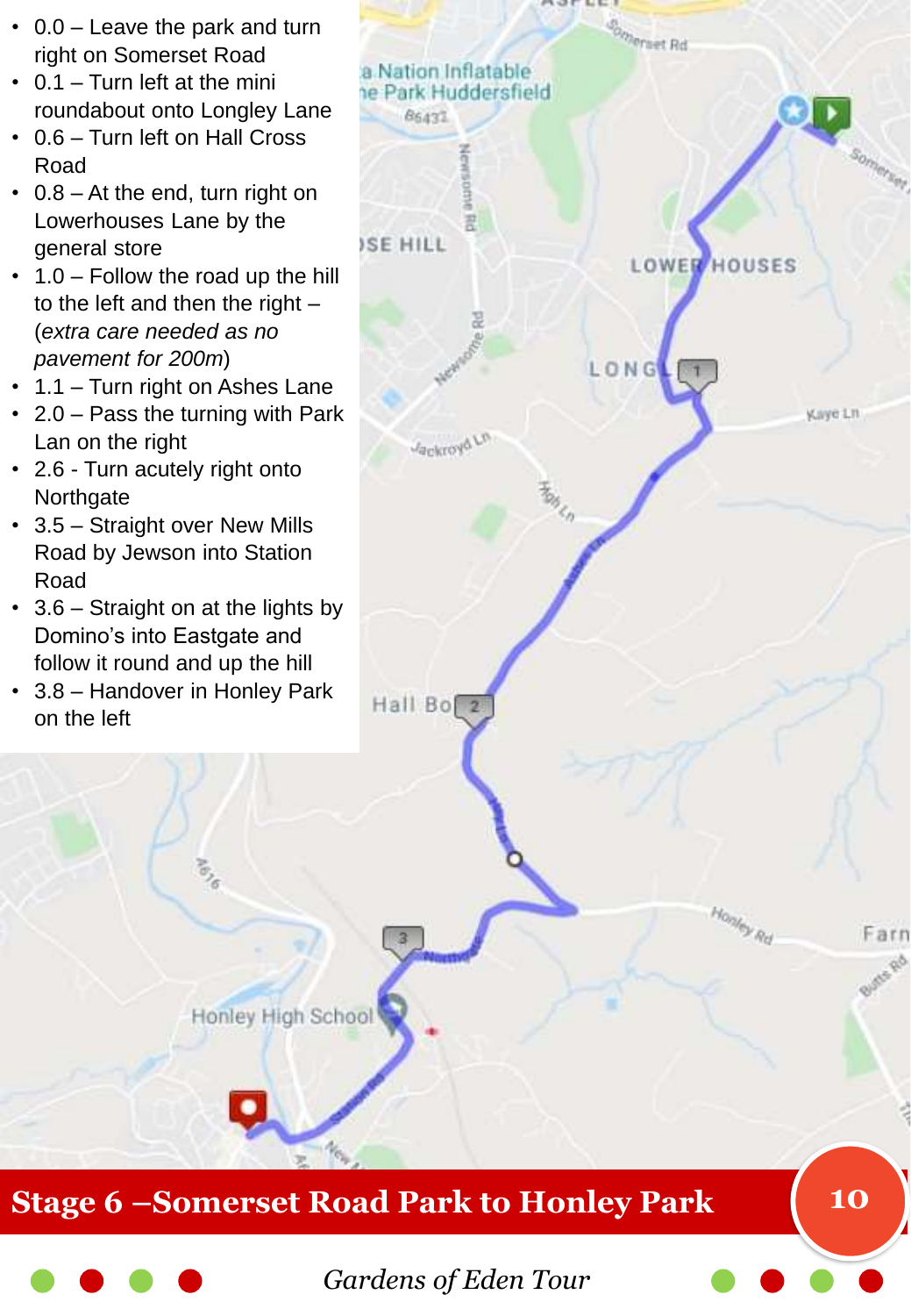- 0.0 – Leave the park and turn right on Somerset Road
- 0.1 – Turn left at the mini roundabout onto Longley Lane
- 0.6 – Turn left on Hall Cross Road
- 0.8 – At the end, turn right on Lowerhouses Lane by the general store
- 1.0 – Follow the road up the hill to the left and then the right – (*extra care needed as no pavement for 200m*)
- 1.1 – Turn right on Ashes Lane
- 2.0 – Pass the turning with Park Lan on the right
- 2.6 - Turn acutely right onto Northgate
- 3.5 – Straight over New Mills Road by Jewson into Station Road
- 3.6 – Straight on at the lights by Domino's into Eastgate and follow it round and up the hill
- 3.8 – Handover in Honley Park on the left

## Stage 6 –Somerset Road Park to Honley Park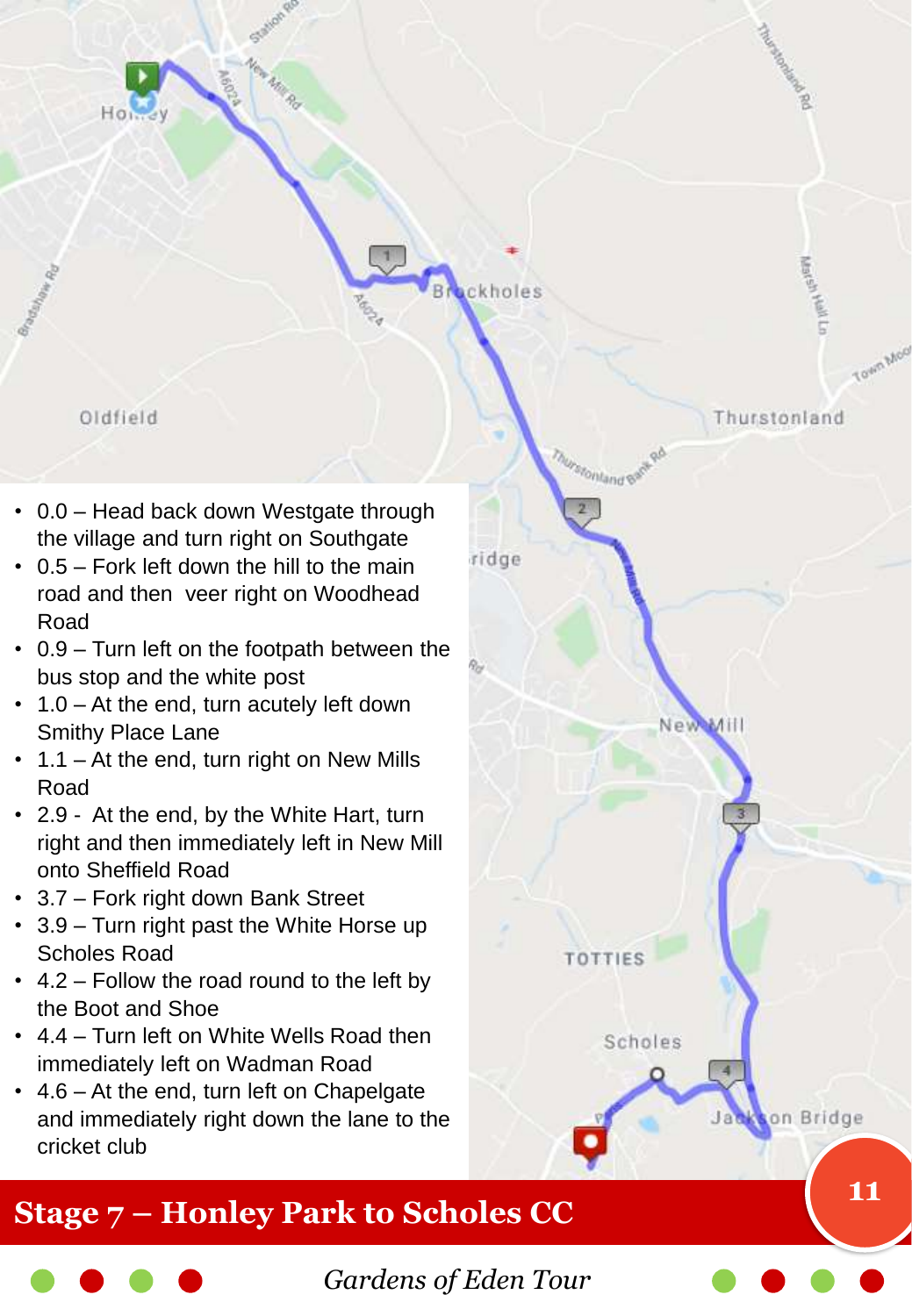# Stage 7 – Honley Park to Scholes CC

- 0.0 – Head back down Westgate through the village and turn right on Southgate
- 0.5 – Fork left down the hill to the main road and then veer right on Woodhead Road
- 0.9 – Turn left on the footpath between the bus stop and the white post
- 1.0 – At the end, turn acutely left down Smithy Place Lane
- 1.1 – At the end, turn right on New Mills Road
- 2.9 - At the end, by the White Hart, turn right and then immediately left in New Mill onto Sheffield Road
- 3.7 – Fork right down Bank Street
- 3.9 – Turn right past the White Horse up Scholes Road
- 4.2 – Follow the road round to the left by the Boot and Shoe
- 4.4 – Turn left on White Wells Road then immediately left on Wadman Road
- 4.6 – At the end, turn left on Chapelgate and immediately right down the lane to the cricket club

Honley
Brockholes
Oldfield
Thurstonland
New Mill
Totties
Scholes
Jackson Bridge
1
2
3
4

*Gardens of Eden Tour*